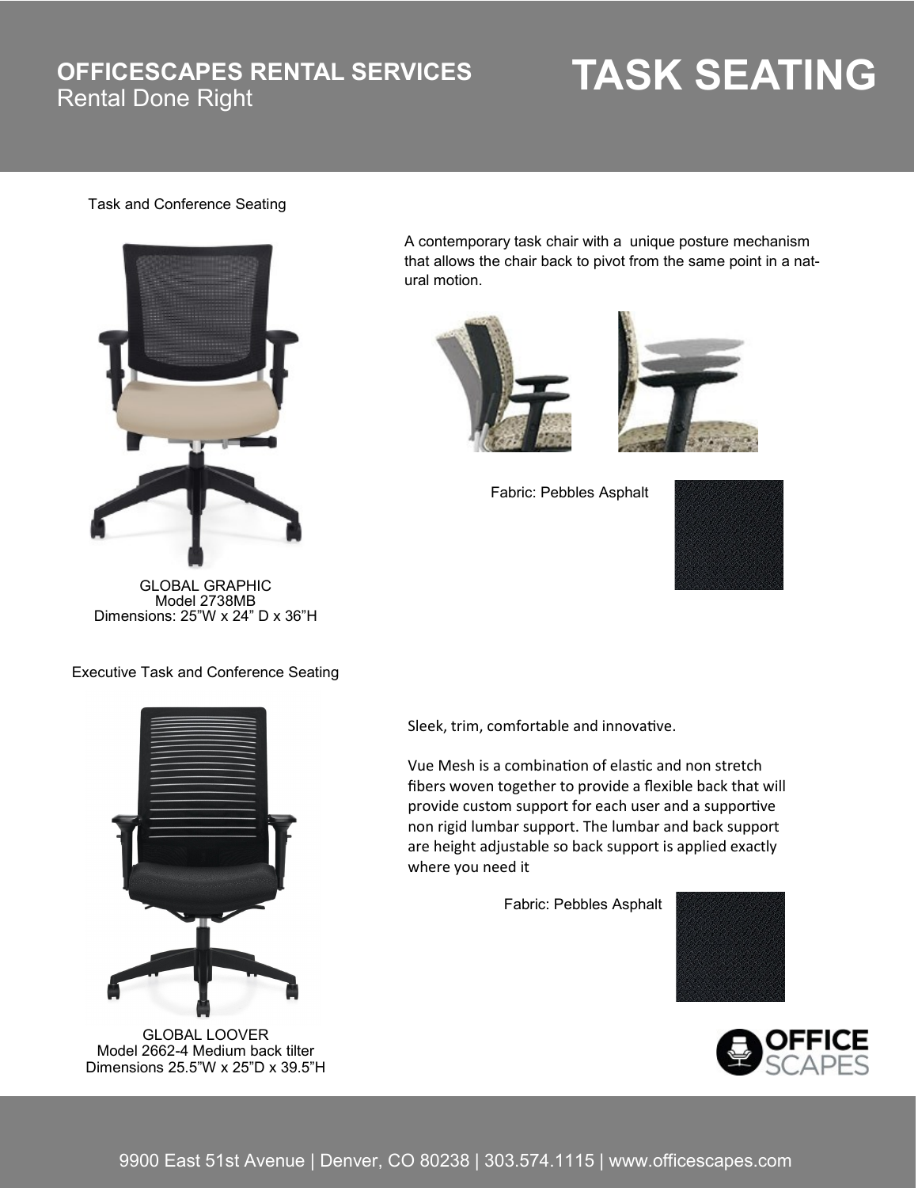# OFFICESCAPES RENTAL SERVICES

Rental Done Right

# TASK SEATING

## Task and Conference Seating

A contemporary task chair with a unique posture mechanism that allows the chair back to pivot from the same point in a natural motion.

Fabric: Pebbles Asphalt

GLOBAL GRAPHIC
Model 2738MB
Dimensions: 25"W x 24" D x 36"H

## Executive Task and Conference Seating

Sleek, trim, comfortable and innovative.

Vue Mesh is a combination of elastic and non stretch fibers woven together to provide a flexible back that will provide custom support for each user and a supportive non rigid lumbar support. The lumbar and back support are height adjustable so back support is applied exactly where you need it

Fabric: Pebbles Asphalt

GLOBAL LOOVER
Model 2662-4 Medium back tilter
Dimensions 25.5"W x 25"D x 39.5"H

9900 East 51st Avenue | Denver, CO 80238 | 303.574.1115 | www.officescapes.com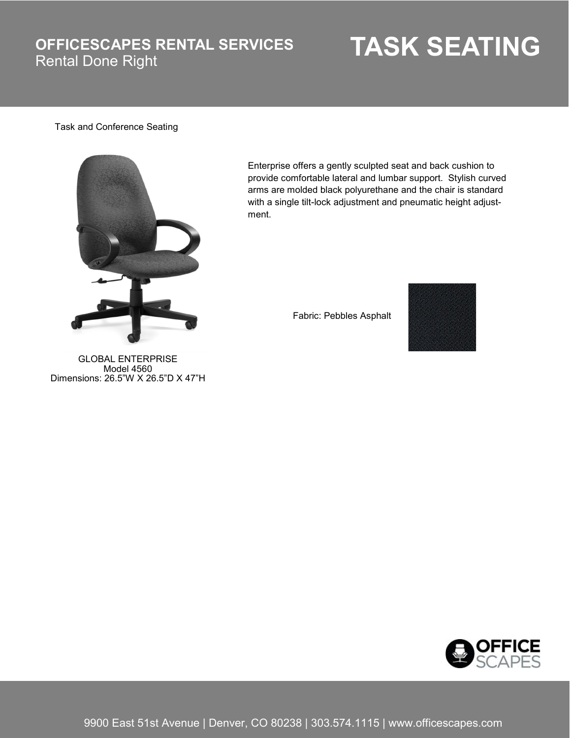# OFFICESCAPES RENTAL SERVICES

Rental Done Right

# TASK SEATING

Task and Conference Seating

GLOBAL ENTERPRISE
Model 4560
Dimensions: 26.5"W X 26.5"D X 47"H

Enterprise offers a gently sculpted seat and back cushion to provide comfortable lateral and lumbar support. Stylish curved arms are molded black polyurethane and the chair is standard with a single tilt-lock adjustment and pneumatic height adjustment.

Fabric: Pebbles Asphalt

9900 East 51st Avenue | Denver, CO 80238 | 303.574.1115 | www.officescapes.com